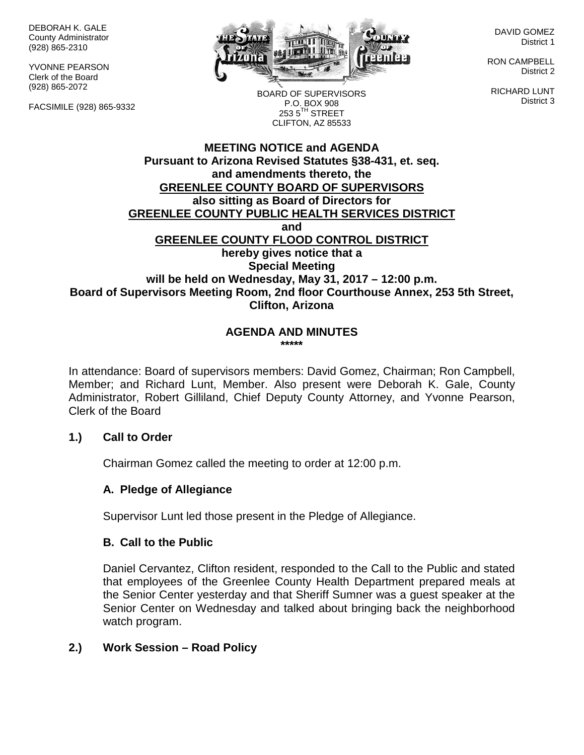DEBORAH K. GALE
County Administrator
(928) 865-2310

YVONNE PEARSON
Clerk of the Board
(928) 865-2072

FACSIMILE (928) 865-9332

BOARD OF SUPERVISORS
P.O. BOX 908
253 5TH STREET
CLIFTON, AZ 85533

DAVID GOMEZ
District 1

RON CAMPBELL
District 2

RICHARD LUNT
District 3

**MEETING NOTICE and AGENDA**
**Pursuant to Arizona Revised Statutes §38-431, et. seq.**
**and amendments thereto, the**
**GREENLEE COUNTY BOARD OF SUPERVISORS**
**also sitting as Board of Directors for**
**GREENLEE COUNTY PUBLIC HEALTH SERVICES DISTRICT**
**and**
**GREENLEE COUNTY FLOOD CONTROL DISTRICT**
**hereby gives notice that a**
**Special Meeting**
**will be held on Wednesday, May 31, 2017 – 12:00 p.m.**
**Board of Supervisors Meeting Room, 2nd floor Courthouse Annex, 253 5th Street, Clifton, Arizona**

**AGENDA AND MINUTES**
**\*\*\*\*\***

In attendance: Board of supervisors members: David Gomez, Chairman; Ron Campbell, Member; and Richard Lunt, Member. Also present were Deborah K. Gale, County Administrator, Robert Gilliland, Chief Deputy County Attorney, and Yvonne Pearson, Clerk of the Board

## 1.) Call to Order

Chairman Gomez called the meeting to order at 12:00 p.m.

### A. Pledge of Allegiance

Supervisor Lunt led those present in the Pledge of Allegiance.

### B. Call to the Public

Daniel Cervantez, Clifton resident, responded to the Call to the Public and stated that employees of the Greenlee County Health Department prepared meals at the Senior Center yesterday and that Sheriff Sumner was a guest speaker at the Senior Center on Wednesday and talked about bringing back the neighborhood watch program.

## 2.) Work Session – Road Policy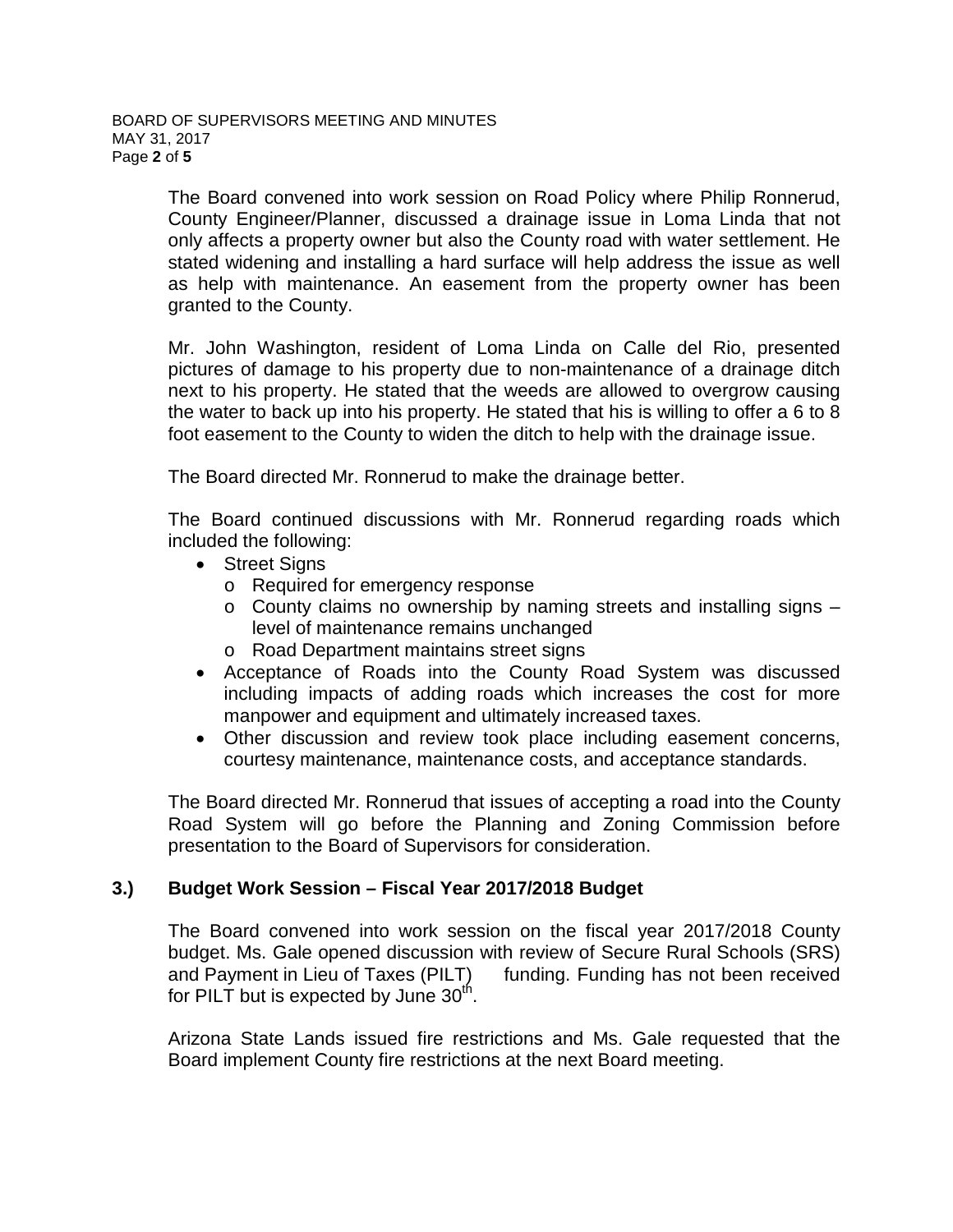The Board convened into work session on Road Policy where Philip Ronnerud, County Engineer/Planner, discussed a drainage issue in Loma Linda that not only affects a property owner but also the County road with water settlement. He stated widening and installing a hard surface will help address the issue as well as help with maintenance. An easement from the property owner has been granted to the County.

Mr. John Washington, resident of Loma Linda on Calle del Rio, presented pictures of damage to his property due to non-maintenance of a drainage ditch next to his property. He stated that the weeds are allowed to overgrow causing the water to back up into his property. He stated that his is willing to offer a 6 to 8 foot easement to the County to widen the ditch to help with the drainage issue.

The Board directed Mr. Ronnerud to make the drainage better.

The Board continued discussions with Mr. Ronnerud regarding roads which included the following:

- Street Signs
  - Required for emergency response
  - County claims no ownership by naming streets and installing signs – level of maintenance remains unchanged
  - Road Department maintains street signs
- Acceptance of Roads into the County Road System was discussed including impacts of adding roads which increases the cost for more manpower and equipment and ultimately increased taxes.
- Other discussion and review took place including easement concerns, courtesy maintenance, maintenance costs, and acceptance standards.

The Board directed Mr. Ronnerud that issues of accepting a road into the County Road System will go before the Planning and Zoning Commission before presentation to the Board of Supervisors for consideration.

## 3.) Budget Work Session – Fiscal Year 2017/2018 Budget

The Board convened into work session on the fiscal year 2017/2018 County budget. Ms. Gale opened discussion with review of Secure Rural Schools (SRS) and Payment in Lieu of Taxes (PILT) funding. Funding has not been received for PILT but is expected by June 30th.

Arizona State Lands issued fire restrictions and Ms. Gale requested that the Board implement County fire restrictions at the next Board meeting.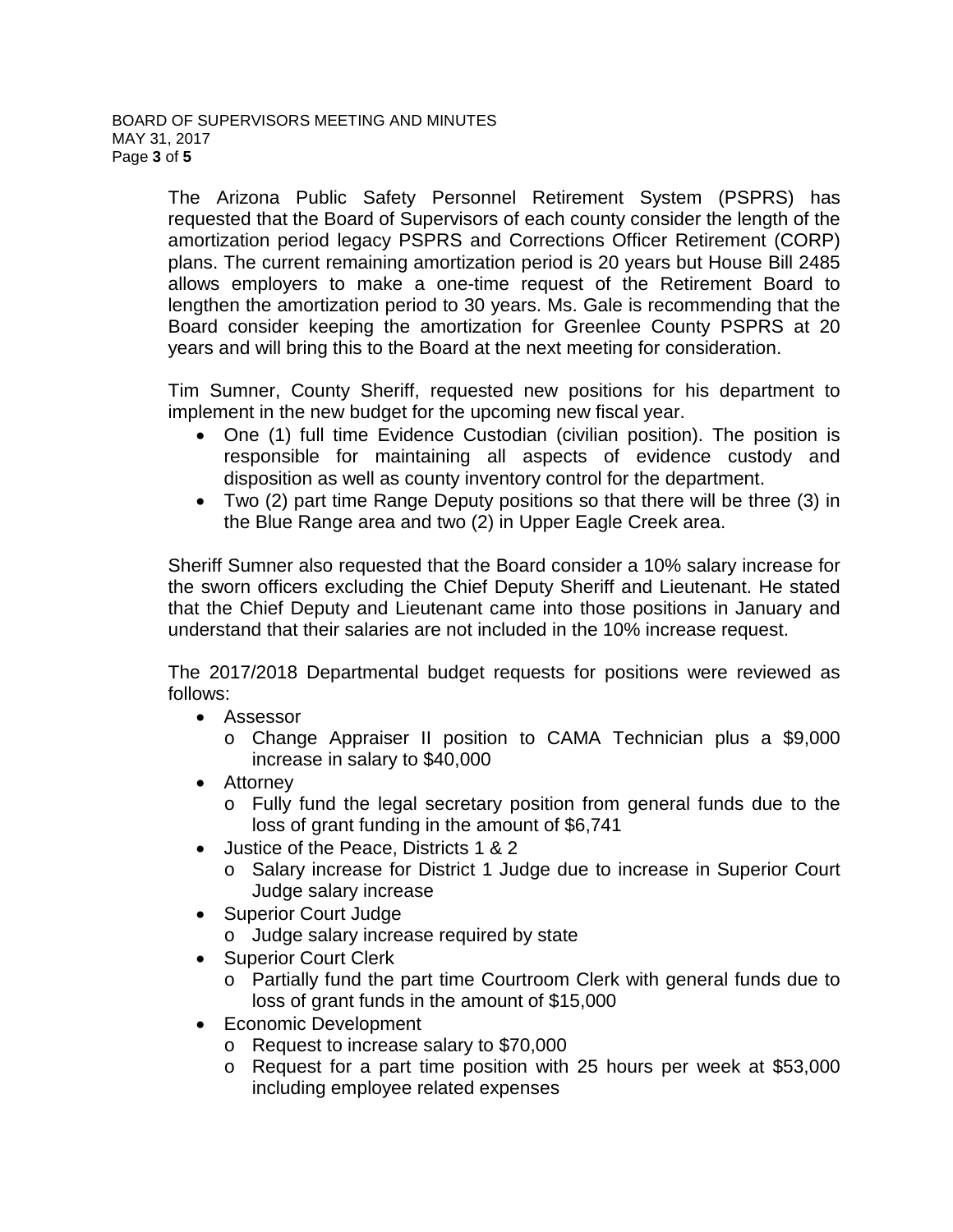The Arizona Public Safety Personnel Retirement System (PSPRS) has requested that the Board of Supervisors of each county consider the length of the amortization period legacy PSPRS and Corrections Officer Retirement (CORP) plans. The current remaining amortization period is 20 years but House Bill 2485 allows employers to make a one-time request of the Retirement Board to lengthen the amortization period to 30 years. Ms. Gale is recommending that the Board consider keeping the amortization for Greenlee County PSPRS at 20 years and will bring this to the Board at the next meeting for consideration.

Tim Sumner, County Sheriff, requested new positions for his department to implement in the new budget for the upcoming new fiscal year.

- One (1) full time Evidence Custodian (civilian position). The position is responsible for maintaining all aspects of evidence custody and disposition as well as county inventory control for the department.
- Two (2) part time Range Deputy positions so that there will be three (3) in the Blue Range area and two (2) in Upper Eagle Creek area.

Sheriff Sumner also requested that the Board consider a 10% salary increase for the sworn officers excluding the Chief Deputy Sheriff and Lieutenant. He stated that the Chief Deputy and Lieutenant came into those positions in January and understand that their salaries are not included in the 10% increase request.

The 2017/2018 Departmental budget requests for positions were reviewed as follows:

- Assessor
  - Change Appraiser II position to CAMA Technician plus a $9,000 increase in salary to $40,000
- Attorney
  - Fully fund the legal secretary position from general funds due to the loss of grant funding in the amount of $6,741
- Justice of the Peace, Districts 1 & 2
  - Salary increase for District 1 Judge due to increase in Superior Court Judge salary increase
- Superior Court Judge
  - Judge salary increase required by state
- Superior Court Clerk
  - Partially fund the part time Courtroom Clerk with general funds due to loss of grant funds in the amount of $15,000
- Economic Development
  - Request to increase salary to $70,000
  - Request for a part time position with 25 hours per week at $53,000 including employee related expenses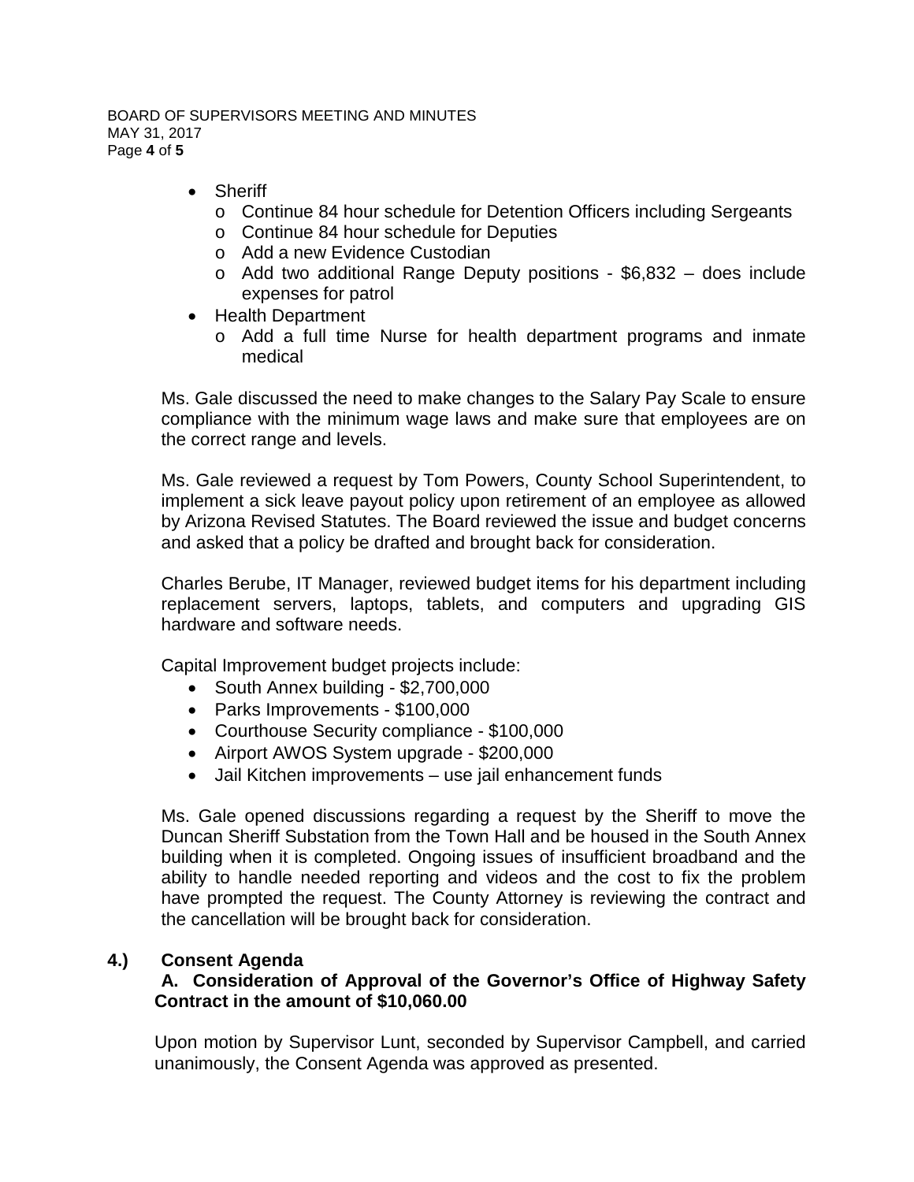- Sheriff
  - Continue 84 hour schedule for Detention Officers including Sergeants
  - Continue 84 hour schedule for Deputies
  - Add a new Evidence Custodian
  - Add two additional Range Deputy positions - $6,832 – does include expenses for patrol
- Health Department
  - Add a full time Nurse for health department programs and inmate medical

Ms. Gale discussed the need to make changes to the Salary Pay Scale to ensure compliance with the minimum wage laws and make sure that employees are on the correct range and levels.

Ms. Gale reviewed a request by Tom Powers, County School Superintendent, to implement a sick leave payout policy upon retirement of an employee as allowed by Arizona Revised Statutes. The Board reviewed the issue and budget concerns and asked that a policy be drafted and brought back for consideration.

Charles Berube, IT Manager, reviewed budget items for his department including replacement servers, laptops, tablets, and computers and upgrading GIS hardware and software needs.

Capital Improvement budget projects include:

- South Annex building - $2,700,000
- Parks Improvements - $100,000
- Courthouse Security compliance - $100,000
- Airport AWOS System upgrade - $200,000
- Jail Kitchen improvements – use jail enhancement funds

Ms. Gale opened discussions regarding a request by the Sheriff to move the Duncan Sheriff Substation from the Town Hall and be housed in the South Annex building when it is completed. Ongoing issues of insufficient broadband and the ability to handle needed reporting and videos and the cost to fix the problem have prompted the request. The County Attorney is reviewing the contract and the cancellation will be brought back for consideration.

## 4.) Consent Agenda

### A. Consideration of Approval of the Governor's Office of Highway Safety Contract in the amount of $10,060.00

Upon motion by Supervisor Lunt, seconded by Supervisor Campbell, and carried unanimously, the Consent Agenda was approved as presented.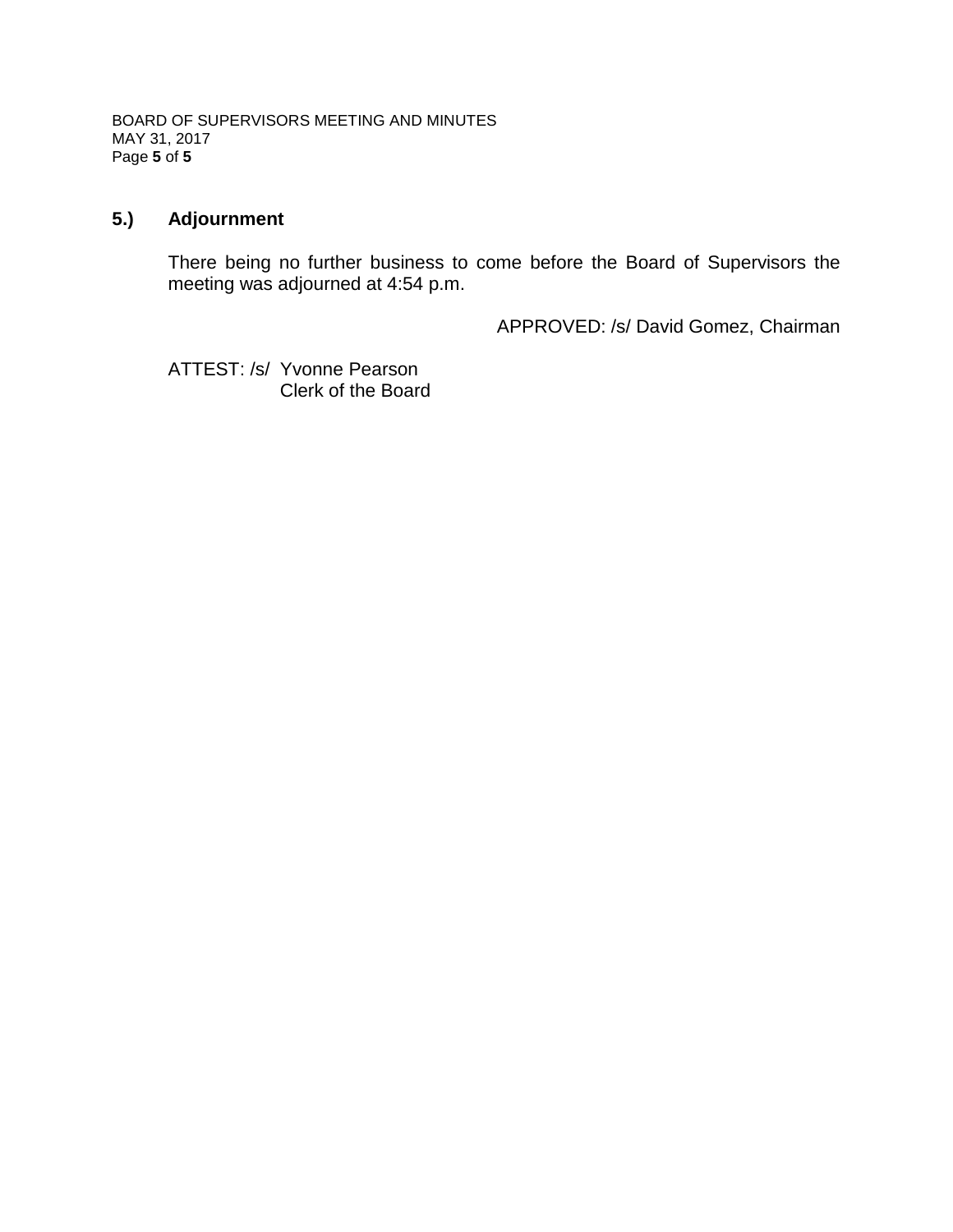## 5.) Adjournment

There being no further business to come before the Board of Supervisors the meeting was adjourned at 4:54 p.m.

APPROVED: /s/ David Gomez, Chairman

ATTEST: /s/ Yvonne Pearson
Clerk of the Board